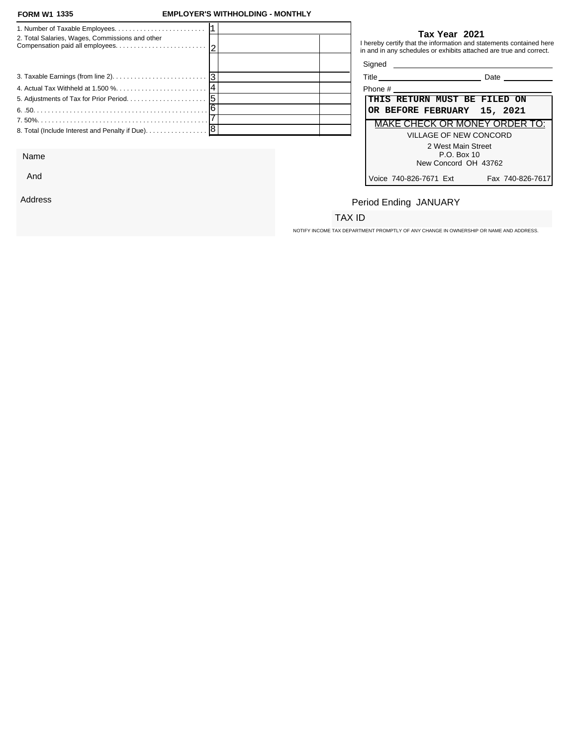**FORM W1 1335** **EMPLOYER'S WITHHOLDING - MONTHLY**

| Line | | | |
|---|---|---|---|
| 1. Number of Taxable Employees. | 1 | | |
| 2. Total Salaries, Wages, Commissions and other Compensation paid all employees. | 2 | | |
| | | | |
| 3. Taxable Earnings (from line 2). | 3 | | |
| 4. Actual Tax Withheld at 1.500 %. | 4 | | |
| 5. Adjustments of Tax for Prior Period. | 5 | | |
| 6. .50. | 6 | | |
| 7. 50%. | 7 | | |
| 8. Total (Include Interest and Penalty if Due). | 8 | | |

**Tax Year 2021**

I hereby certify that the information and statements contained here in and in any schedules or exhibits attached are true and correct.

Signed ______________________

Title ______________________ Date ____________

Phone # ______________________

**THIS RETURN MUST BE FILED ON OR BEFORE FEBRUARY 15, 2021**

MAKE CHECK OR MONEY ORDER TO:

VILLAGE OF NEW CONCORD
2 West Main Street
P.O. Box 10
New Concord OH 43762

Voice 740-826-7671 Ext Fax 740-826-7617

Name

And

Address

Period Ending JANUARY

TAX ID

NOTIFY INCOME TAX DEPARTMENT PROMPTLY OF ANY CHANGE IN OWNERSHIP OR NAME AND ADDRESS.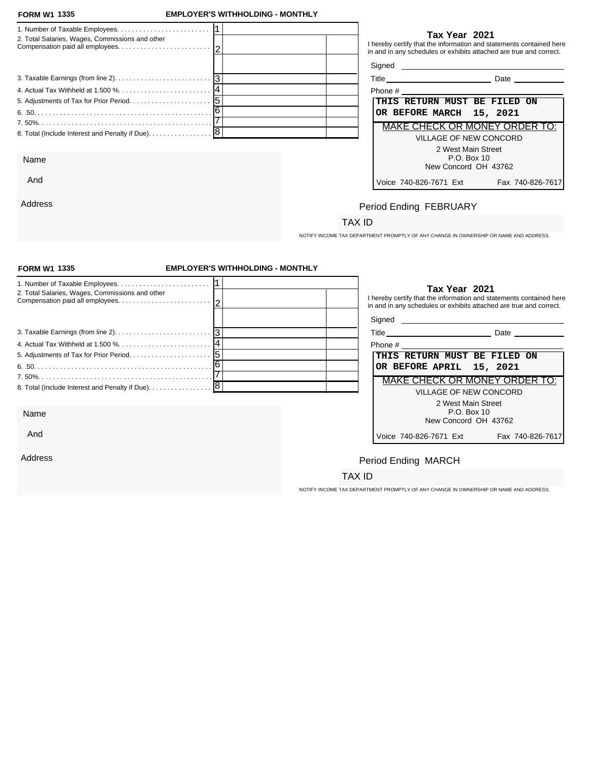**FORM W1 1335** **EMPLOYER'S WITHHOLDING - MONTHLY**

| | | | |
|---|---|---|---|
| 1. Number of Taxable Employees. | 1 | | |
| 2. Total Salaries, Wages, Commissions and other Compensation paid all employees. | 2 | | |
| | | | |
| 3. Taxable Earnings (from line 2). | 3 | | |
| 4. Actual Tax Withheld at 1.500 %. | 4 | | |
| 5. Adjustments of Tax for Prior Period. | 5 | | |
| 6. .50. | 6 | | |
| 7. 50%. | 7 | | |
| 8. Total (Include Interest and Penalty if Due). | 8 | | |

**Tax Year 2021**

I hereby certify that the information and statements contained here in and in any schedules or exhibits attached are true and correct.

Signed ______________________

Title ______________________ Date ____________

Phone # ______________________

**THIS RETURN MUST BE FILED ON OR BEFORE MARCH 15, 2021**

MAKE CHECK OR MONEY ORDER TO:

VILLAGE OF NEW CONCORD
2 West Main Street
P.O. Box 10
New Concord OH 43762

Voice 740-826-7671 Ext Fax 740-826-7617

Name

And

Address

Period Ending FEBRUARY

TAX ID

NOTIFY INCOME TAX DEPARTMENT PROMPTLY OF ANY CHANGE IN OWNERSHIP OR NAME AND ADDRESS.

---

**FORM W1 1335** **EMPLOYER'S WITHHOLDING - MONTHLY**

| | | | |
|---|---|---|---|
| 1. Number of Taxable Employees. | 1 | | |
| 2. Total Salaries, Wages, Commissions and other Compensation paid all employees. | 2 | | |
| | | | |
| 3. Taxable Earnings (from line 2). | 3 | | |
| 4. Actual Tax Withheld at 1.500 %. | 4 | | |
| 5. Adjustments of Tax for Prior Period. | 5 | | |
| 6. .50. | 6 | | |
| 7. 50%. | 7 | | |
| 8. Total (Include Interest and Penalty if Due). | 8 | | |

**Tax Year 2021**

I hereby certify that the information and statements contained here in and in any schedules or exhibits attached are true and correct.

Signed ______________________

Title ______________________ Date ____________

Phone # ______________________

**THIS RETURN MUST BE FILED ON OR BEFORE APRIL 15, 2021**

MAKE CHECK OR MONEY ORDER TO:

VILLAGE OF NEW CONCORD
2 West Main Street
P.O. Box 10
New Concord OH 43762

Voice 740-826-7671 Ext Fax 740-826-7617

Name

And

Address

Period Ending MARCH

TAX ID

NOTIFY INCOME TAX DEPARTMENT PROMPTLY OF ANY CHANGE IN OWNERSHIP OR NAME AND ADDRESS.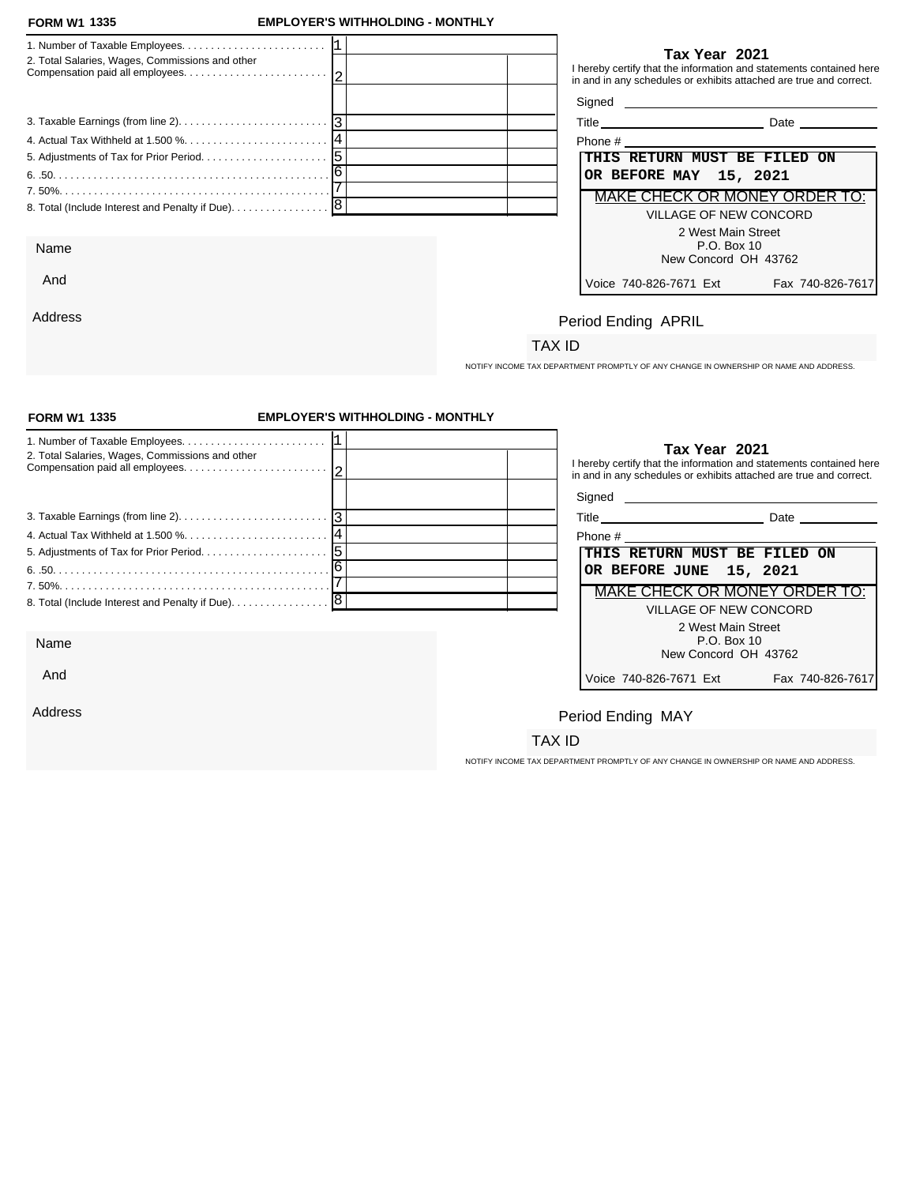**FORM W1 1335** **EMPLOYER'S WITHHOLDING - MONTHLY**

| | | | |
|---|---|---|---|
| 1. Number of Taxable Employees. | 1 | | |
| 2. Total Salaries, Wages, Commissions and other Compensation paid all employees. | 2 | | |
| | | | |
| 3. Taxable Earnings (from line 2). | 3 | | |
| 4. Actual Tax Withheld at 1.500 %. | 4 | | |
| 5. Adjustments of Tax for Prior Period. | 5 | | |
| 6. .50. | 6 | | |
| 7. 50%. | 7 | | |
| 8. Total (Include Interest and Penalty if Due). | 8 | | |

**Tax Year 2021**

I hereby certify that the information and statements contained here in and in any schedules or exhibits attached are true and correct.

Signed

Title Date

Phone #

**THIS RETURN MUST BE FILED ON OR BEFORE MAY 15, 2021**

MAKE CHECK OR MONEY ORDER TO:

VILLAGE OF NEW CONCORD
2 West Main Street
P.O. Box 10
New Concord OH 43762

Voice 740-826-7671 Ext Fax 740-826-7617

Name

And

Address

Period Ending APRIL

TAX ID

NOTIFY INCOME TAX DEPARTMENT PROMPTLY OF ANY CHANGE IN OWNERSHIP OR NAME AND ADDRESS.

---

**FORM W1 1335** **EMPLOYER'S WITHHOLDING - MONTHLY**

| | | | |
|---|---|---|---|
| 1. Number of Taxable Employees. | 1 | | |
| 2. Total Salaries, Wages, Commissions and other Compensation paid all employees. | 2 | | |
| | | | |
| 3. Taxable Earnings (from line 2). | 3 | | |
| 4. Actual Tax Withheld at 1.500 %. | 4 | | |
| 5. Adjustments of Tax for Prior Period. | 5 | | |
| 6. .50. | 6 | | |
| 7. 50%. | 7 | | |
| 8. Total (Include Interest and Penalty if Due). | 8 | | |

**Tax Year 2021**

I hereby certify that the information and statements contained here in and in any schedules or exhibits attached are true and correct.

Signed

Title Date

Phone #

**THIS RETURN MUST BE FILED ON OR BEFORE JUNE 15, 2021**

MAKE CHECK OR MONEY ORDER TO:

VILLAGE OF NEW CONCORD
2 West Main Street
P.O. Box 10
New Concord OH 43762

Voice 740-826-7671 Ext Fax 740-826-7617

Name

And

Address

Period Ending MAY

TAX ID

NOTIFY INCOME TAX DEPARTMENT PROMPTLY OF ANY CHANGE IN OWNERSHIP OR NAME AND ADDRESS.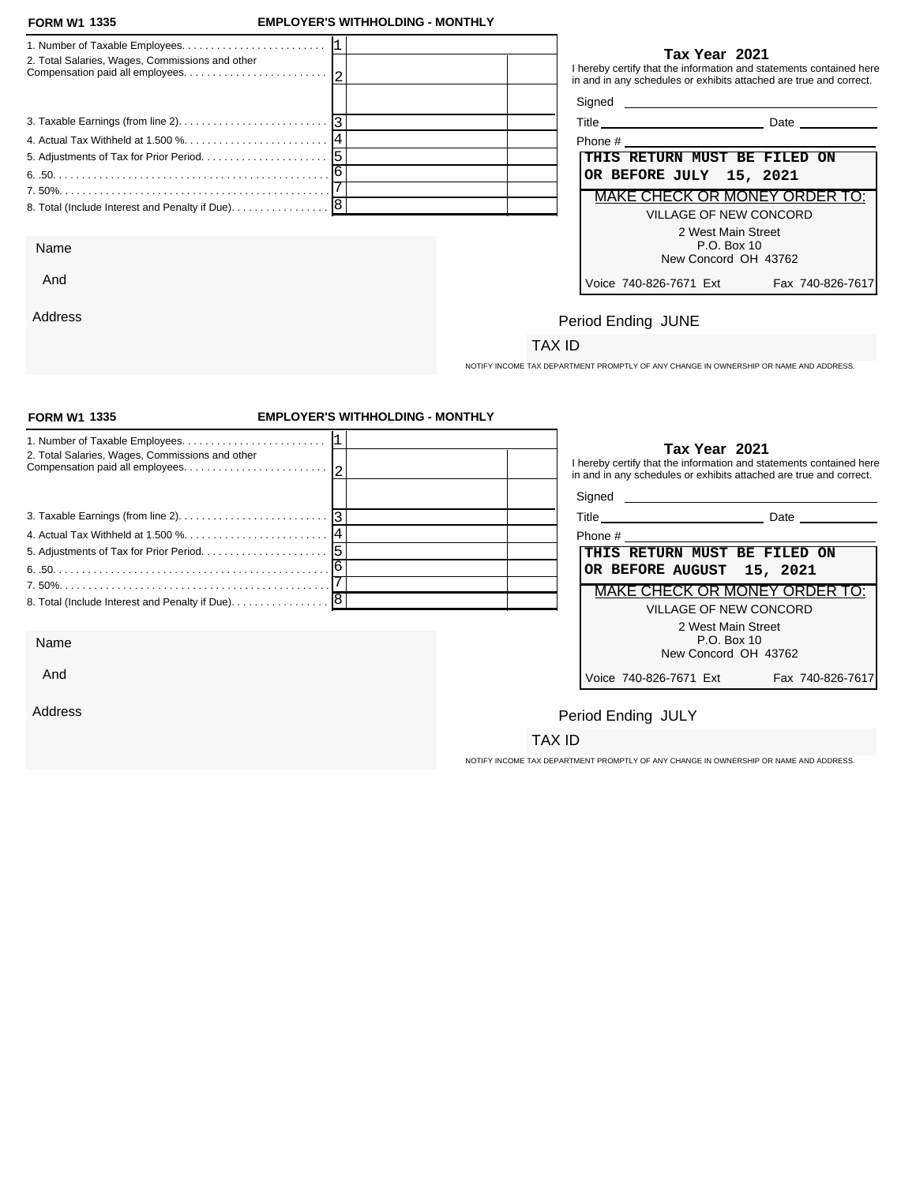**FORM W1 1335** **EMPLOYER'S WITHHOLDING - MONTHLY**

| | | | |
|---|---|---|---|
| 1. Number of Taxable Employees. | 1 | | |
| 2. Total Salaries, Wages, Commissions and other Compensation paid all employees. | 2 | | |
| | | | |
| 3. Taxable Earnings (from line 2). | 3 | | |
| 4. Actual Tax Withheld at 1.500 %. | 4 | | |
| 5. Adjustments of Tax for Prior Period. | 5 | | |
| 6. .50. | 6 | | |
| 7. 50%. | 7 | | |
| 8. Total (Include Interest and Penalty if Due). | 8 | | |

**Tax Year 2021**

I hereby certify that the information and statements contained here in and in any schedules or exhibits attached are true and correct.

Signed \_\_\_\_\_\_\_\_\_\_\_\_\_\_\_\_\_\_\_\_

Title \_\_\_\_\_\_\_\_\_\_\_\_\_\_\_\_\_\_\_\_ Date \_\_\_\_\_\_\_\_\_\_

Phone # \_\_\_\_\_\_\_\_\_\_\_\_\_\_\_\_\_\_\_\_

**THIS RETURN MUST BE FILED ON OR BEFORE JULY 15, 2021**

MAKE CHECK OR MONEY ORDER TO:

VILLAGE OF NEW CONCORD
2 West Main Street
P.O. Box 10
New Concord OH 43762

Voice 740-826-7671 Ext Fax 740-826-7617

Name

And

Address

Period Ending JUNE

TAX ID

NOTIFY INCOME TAX DEPARTMENT PROMPTLY OF ANY CHANGE IN OWNERSHIP OR NAME AND ADDRESS.

---

**FORM W1 1335** **EMPLOYER'S WITHHOLDING - MONTHLY**

| | | | |
|---|---|---|---|
| 1. Number of Taxable Employees. | 1 | | |
| 2. Total Salaries, Wages, Commissions and other Compensation paid all employees. | 2 | | |
| | | | |
| 3. Taxable Earnings (from line 2). | 3 | | |
| 4. Actual Tax Withheld at 1.500 %. | 4 | | |
| 5. Adjustments of Tax for Prior Period. | 5 | | |
| 6. .50. | 6 | | |
| 7. 50%. | 7 | | |
| 8. Total (Include Interest and Penalty if Due). | 8 | | |

**Tax Year 2021**

I hereby certify that the information and statements contained here in and in any schedules or exhibits attached are true and correct.

Signed \_\_\_\_\_\_\_\_\_\_\_\_\_\_\_\_\_\_\_\_

Title \_\_\_\_\_\_\_\_\_\_\_\_\_\_\_\_\_\_\_\_ Date \_\_\_\_\_\_\_\_\_\_

Phone # \_\_\_\_\_\_\_\_\_\_\_\_\_\_\_\_\_\_\_\_

**THIS RETURN MUST BE FILED ON OR BEFORE AUGUST 15, 2021**

MAKE CHECK OR MONEY ORDER TO:

VILLAGE OF NEW CONCORD
2 West Main Street
P.O. Box 10
New Concord OH 43762

Voice 740-826-7671 Ext Fax 740-826-7617

Name

And

Address

Period Ending JULY

TAX ID

NOTIFY INCOME TAX DEPARTMENT PROMPTLY OF ANY CHANGE IN OWNERSHIP OR NAME AND ADDRESS.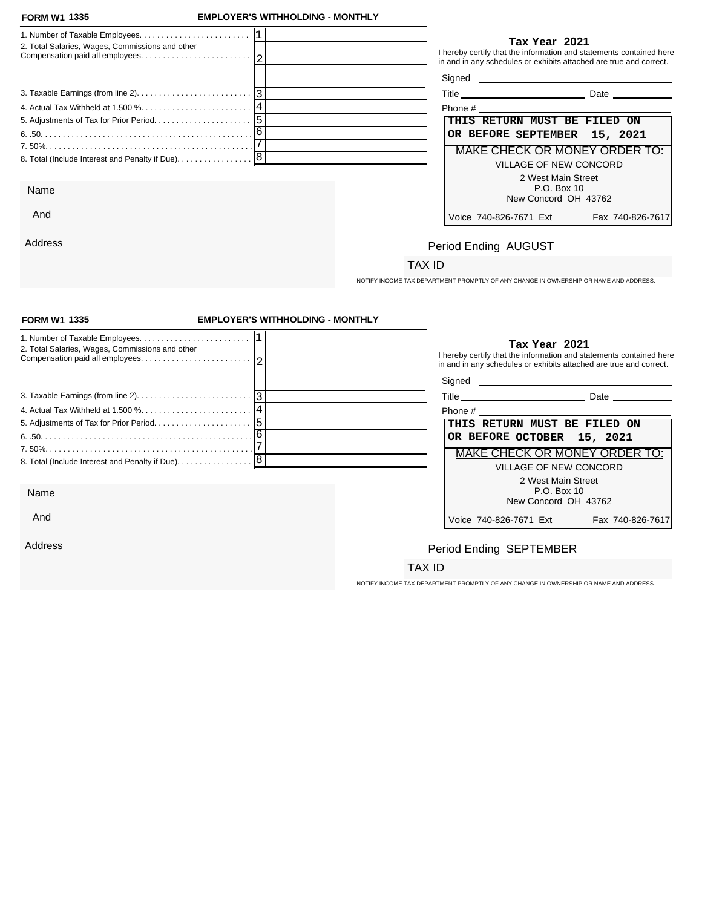**FORM W1 1335** **EMPLOYER'S WITHHOLDING - MONTHLY**

| | | | |
|---|---|---|---|
| 1. Number of Taxable Employees. . . . . . . . . . . . . . . . . . . . . . . . | 1 | | |
| 2. Total Salaries, Wages, Commissions and other Compensation paid all employees. . . . . . . . . . . . . . . . . . . . . . . . | 2 | | |
| | | | |
| 3. Taxable Earnings (from line 2). . . . . . . . . . . . . . . . . . . . . . . . . . | 3 | | |
| 4. Actual Tax Withheld at 1.500 %. . . . . . . . . . . . . . . . . . . . . . . . . | 4 | | |
| 5. Adjustments of Tax for Prior Period. . . . . . . . . . . . . . . . . . . . . | 5 | | |
| 6. .50. . . . . . . . . . . . . . . . . . . . . . . . . . . . . . . . . . . . . . . . . . . . . . . . | 6 | | |
| 7. 50%. . . . . . . . . . . . . . . . . . . . . . . . . . . . . . . . . . . . . . . . . . . . . . | 7 | | |
| 8. Total (Include Interest and Penalty if Due). . . . . . . . . . . . . . . . . | 8 | | |

**Tax Year 2021**

I hereby certify that the information and statements contained here in and in any schedules or exhibits attached are true and correct.

Signed ______________________

Title ______________________ Date ____________

Phone # ______________________

**THIS RETURN MUST BE FILED ON OR BEFORE SEPTEMBER 15, 2021**

MAKE CHECK OR MONEY ORDER TO:

VILLAGE OF NEW CONCORD
2 West Main Street
P.O. Box 10
New Concord OH 43762

Voice 740-826-7671 Ext Fax 740-826-7617

Name

And

Address

Period Ending AUGUST

TAX ID

NOTIFY INCOME TAX DEPARTMENT PROMPTLY OF ANY CHANGE IN OWNERSHIP OR NAME AND ADDRESS.

---

**FORM W1 1335** **EMPLOYER'S WITHHOLDING - MONTHLY**

| | | | |
|---|---|---|---|
| 1. Number of Taxable Employees. . . . . . . . . . . . . . . . . . . . . . . . | 1 | | |
| 2. Total Salaries, Wages, Commissions and other Compensation paid all employees. . . . . . . . . . . . . . . . . . . . . . . . | 2 | | |
| | | | |
| 3. Taxable Earnings (from line 2). . . . . . . . . . . . . . . . . . . . . . . . . . | 3 | | |
| 4. Actual Tax Withheld at 1.500 %. . . . . . . . . . . . . . . . . . . . . . . . . | 4 | | |
| 5. Adjustments of Tax for Prior Period. . . . . . . . . . . . . . . . . . . . . | 5 | | |
| 6. .50. . . . . . . . . . . . . . . . . . . . . . . . . . . . . . . . . . . . . . . . . . . . . . . . | 6 | | |
| 7. 50%. . . . . . . . . . . . . . . . . . . . . . . . . . . . . . . . . . . . . . . . . . . . . . | 7 | | |
| 8. Total (Include Interest and Penalty if Due). . . . . . . . . . . . . . . . . | 8 | | |

**Tax Year 2021**

I hereby certify that the information and statements contained here in and in any schedules or exhibits attached are true and correct.

Signed ______________________

Title ______________________ Date ____________

Phone # ______________________

**THIS RETURN MUST BE FILED ON OR BEFORE OCTOBER 15, 2021**

MAKE CHECK OR MONEY ORDER TO:

VILLAGE OF NEW CONCORD
2 West Main Street
P.O. Box 10
New Concord OH 43762

Voice 740-826-7671 Ext Fax 740-826-7617

Name

And

Address

Period Ending SEPTEMBER

TAX ID

NOTIFY INCOME TAX DEPARTMENT PROMPTLY OF ANY CHANGE IN OWNERSHIP OR NAME AND ADDRESS.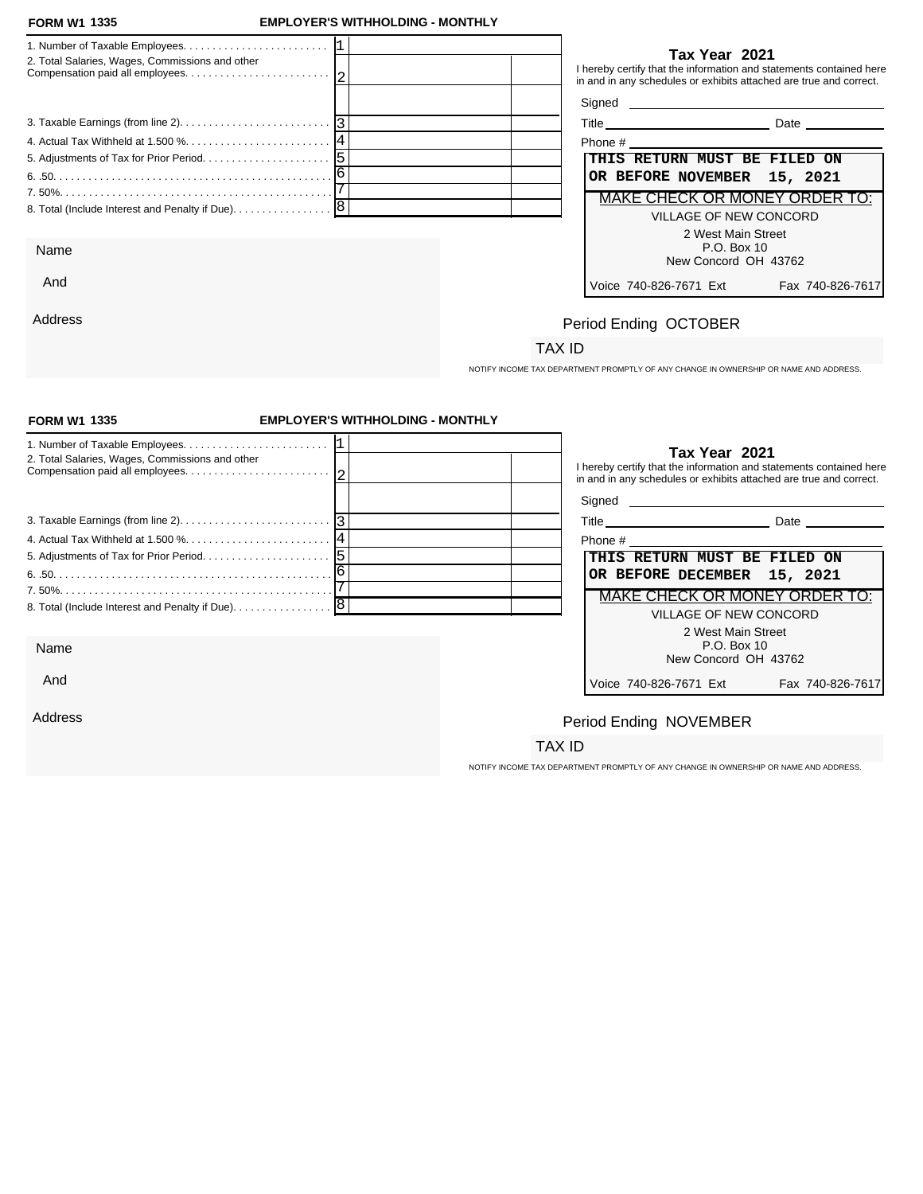**FORM W1 1335** **EMPLOYER'S WITHHOLDING - MONTHLY**

| | | | |
|---|---|---|---|
| 1. Number of Taxable Employees. | 1 | | |
| 2. Total Salaries, Wages, Commissions and other Compensation paid all employees. | 2 | | |
| | | | |
| 3. Taxable Earnings (from line 2). | 3 | | |
| 4. Actual Tax Withheld at 1.500 %. | 4 | | |
| 5. Adjustments of Tax for Prior Period. | 5 | | |
| 6. .50. | 6 | | |
| 7. 50%. | 7 | | |
| 8. Total (Include Interest and Penalty if Due). | 8 | | |

**Tax Year 2021**

I hereby certify that the information and statements contained here in and in any schedules or exhibits attached are true and correct.

Signed ______________________

Title ______________________ Date ____________

Phone # ______________________

**THIS RETURN MUST BE FILED ON OR BEFORE NOVEMBER 15, 2021**

MAKE CHECK OR MONEY ORDER TO:

VILLAGE OF NEW CONCORD
2 West Main Street
P.O. Box 10
New Concord OH 43762

Voice 740-826-7671 Ext Fax 740-826-7617

Name

And

Address

Period Ending OCTOBER

TAX ID

NOTIFY INCOME TAX DEPARTMENT PROMPTLY OF ANY CHANGE IN OWNERSHIP OR NAME AND ADDRESS.

---

**FORM W1 1335** **EMPLOYER'S WITHHOLDING - MONTHLY**

| | | | |
|---|---|---|---|
| 1. Number of Taxable Employees. | 1 | | |
| 2. Total Salaries, Wages, Commissions and other Compensation paid all employees. | 2 | | |
| | | | |
| 3. Taxable Earnings (from line 2). | 3 | | |
| 4. Actual Tax Withheld at 1.500 %. | 4 | | |
| 5. Adjustments of Tax for Prior Period. | 5 | | |
| 6. .50. | 6 | | |
| 7. 50%. | 7 | | |
| 8. Total (Include Interest and Penalty if Due). | 8 | | |

**Tax Year 2021**

I hereby certify that the information and statements contained here in and in any schedules or exhibits attached are true and correct.

Signed ______________________

Title ______________________ Date ____________

Phone # ______________________

**THIS RETURN MUST BE FILED ON OR BEFORE DECEMBER 15, 2021**

MAKE CHECK OR MONEY ORDER TO:

VILLAGE OF NEW CONCORD
2 West Main Street
P.O. Box 10
New Concord OH 43762

Voice 740-826-7671 Ext Fax 740-826-7617

Name

And

Address

Period Ending NOVEMBER

TAX ID

NOTIFY INCOME TAX DEPARTMENT PROMPTLY OF ANY CHANGE IN OWNERSHIP OR NAME AND ADDRESS.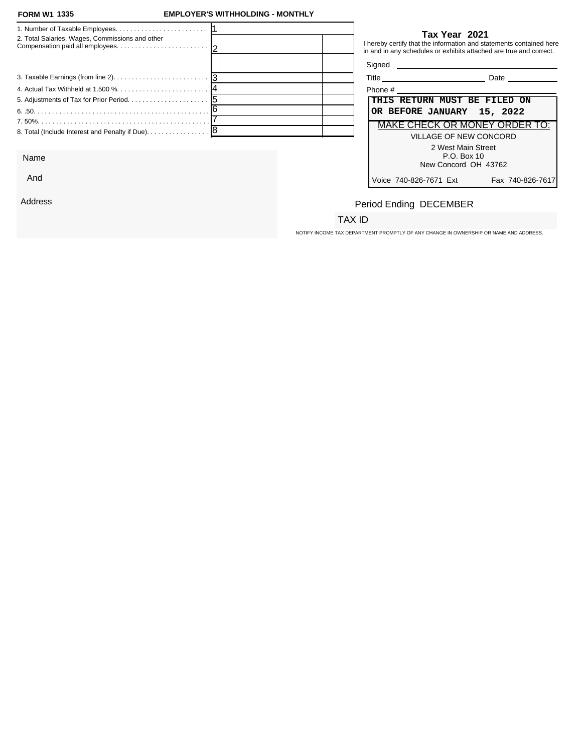**FORM W1 1335** **EMPLOYER'S WITHHOLDING - MONTHLY**

| | | | |
|---|---|---|---|
| 1. Number of Taxable Employees. | 1 | | |
| 2. Total Salaries, Wages, Commissions and other Compensation paid all employees. | 2 | | |
| | | | |
| 3. Taxable Earnings (from line 2). | 3 | | |
| 4. Actual Tax Withheld at 1.500 %. | 4 | | |
| 5. Adjustments of Tax for Prior Period. | 5 | | |
| 6. .50. | 6 | | |
| 7. 50%. | 7 | | |
| 8. Total (Include Interest and Penalty if Due). | 8 | | |

**Tax Year 2021**

I hereby certify that the information and statements contained here in and in any schedules or exhibits attached are true and correct.

Signed ______________________

Title ______________________ Date ____________

Phone # ______________________

**THIS RETURN MUST BE FILED ON OR BEFORE JANUARY 15, 2022**

MAKE CHECK OR MONEY ORDER TO:

VILLAGE OF NEW CONCORD
2 West Main Street
P.O. Box 10
New Concord OH 43762

Voice 740-826-7671 Ext Fax 740-826-7617

Name

And

Address

Period Ending DECEMBER

TAX ID

NOTIFY INCOME TAX DEPARTMENT PROMPTLY OF ANY CHANGE IN OWNERSHIP OR NAME AND ADDRESS.